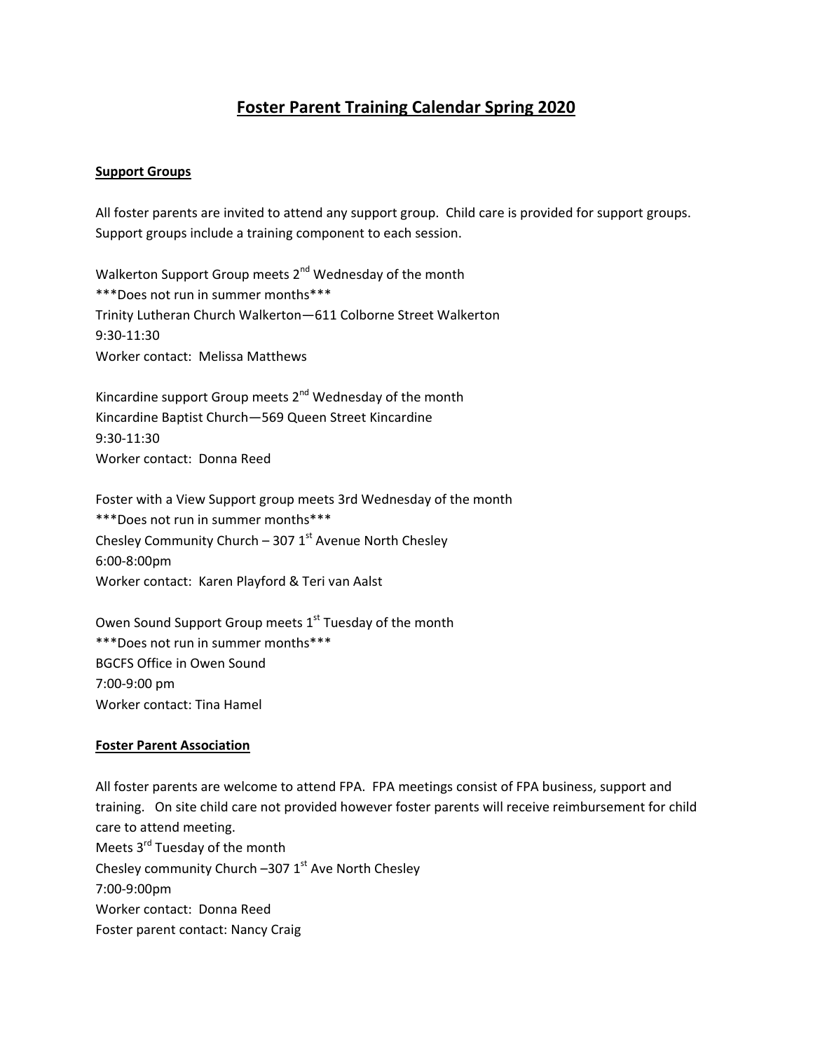# Foster Parent Training Calendar Spring 2020

## Support Groups

All foster parents are invited to attend any support group. Child care is provided for support groups. Support groups include a training component to each session.

Walkerton Support Group meets 2nd Wednesday of the month
***Does not run in summer months***
Trinity Lutheran Church Walkerton—611 Colborne Street Walkerton
9:30-11:30
Worker contact: Melissa Matthews

Kincardine support Group meets 2nd Wednesday of the month
Kincardine Baptist Church—569 Queen Street Kincardine
9:30-11:30
Worker contact: Donna Reed

Foster with a View Support group meets 3rd Wednesday of the month
***Does not run in summer months***
Chesley Community Church – 307 1st Avenue North Chesley
6:00-8:00pm
Worker contact: Karen Playford & Teri van Aalst

Owen Sound Support Group meets 1st Tuesday of the month
***Does not run in summer months***
BGCFS Office in Owen Sound
7:00-9:00 pm
Worker contact: Tina Hamel

## Foster Parent Association

All foster parents are welcome to attend FPA. FPA meetings consist of FPA business, support and training. On site child care not provided however foster parents will receive reimbursement for child care to attend meeting.
Meets 3rd Tuesday of the month
Chesley community Church –307 1st Ave North Chesley
7:00-9:00pm
Worker contact: Donna Reed
Foster parent contact: Nancy Craig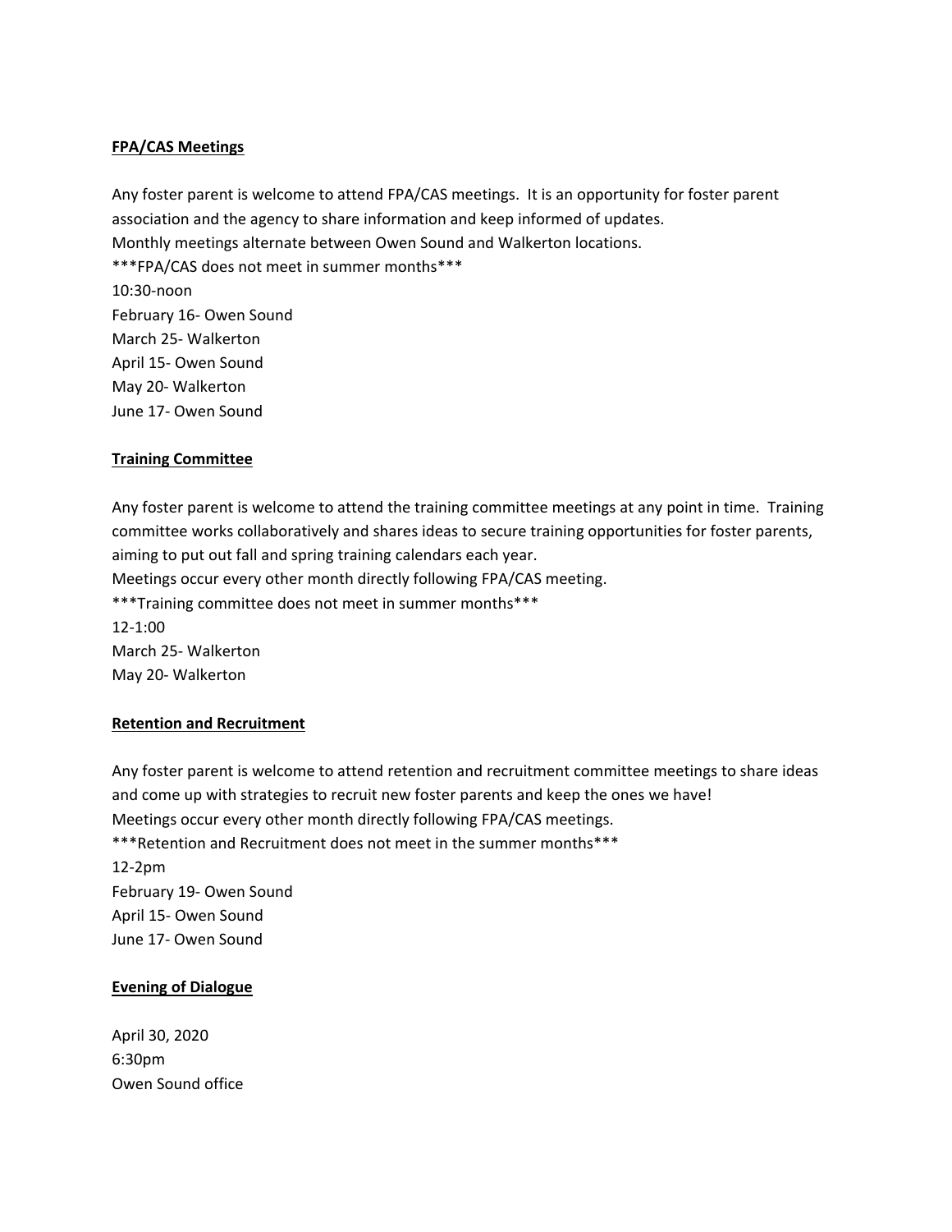**FPA/CAS Meetings**

Any foster parent is welcome to attend FPA/CAS meetings. It is an opportunity for foster parent association and the agency to share information and keep informed of updates.
Monthly meetings alternate between Owen Sound and Walkerton locations.
***FPA/CAS does not meet in summer months***
10:30-noon
February 16- Owen Sound
March 25- Walkerton
April 15- Owen Sound
May 20- Walkerton
June 17- Owen Sound

**Training Committee**

Any foster parent is welcome to attend the training committee meetings at any point in time. Training committee works collaboratively and shares ideas to secure training opportunities for foster parents, aiming to put out fall and spring training calendars each year.
Meetings occur every other month directly following FPA/CAS meeting.
***Training committee does not meet in summer months***
12-1:00
March 25- Walkerton
May 20- Walkerton

**Retention and Recruitment**

Any foster parent is welcome to attend retention and recruitment committee meetings to share ideas and come up with strategies to recruit new foster parents and keep the ones we have!
Meetings occur every other month directly following FPA/CAS meetings.
***Retention and Recruitment does not meet in the summer months***
12-2pm
February 19- Owen Sound
April 15- Owen Sound
June 17- Owen Sound

**Evening of Dialogue**

April 30, 2020
6:30pm
Owen Sound office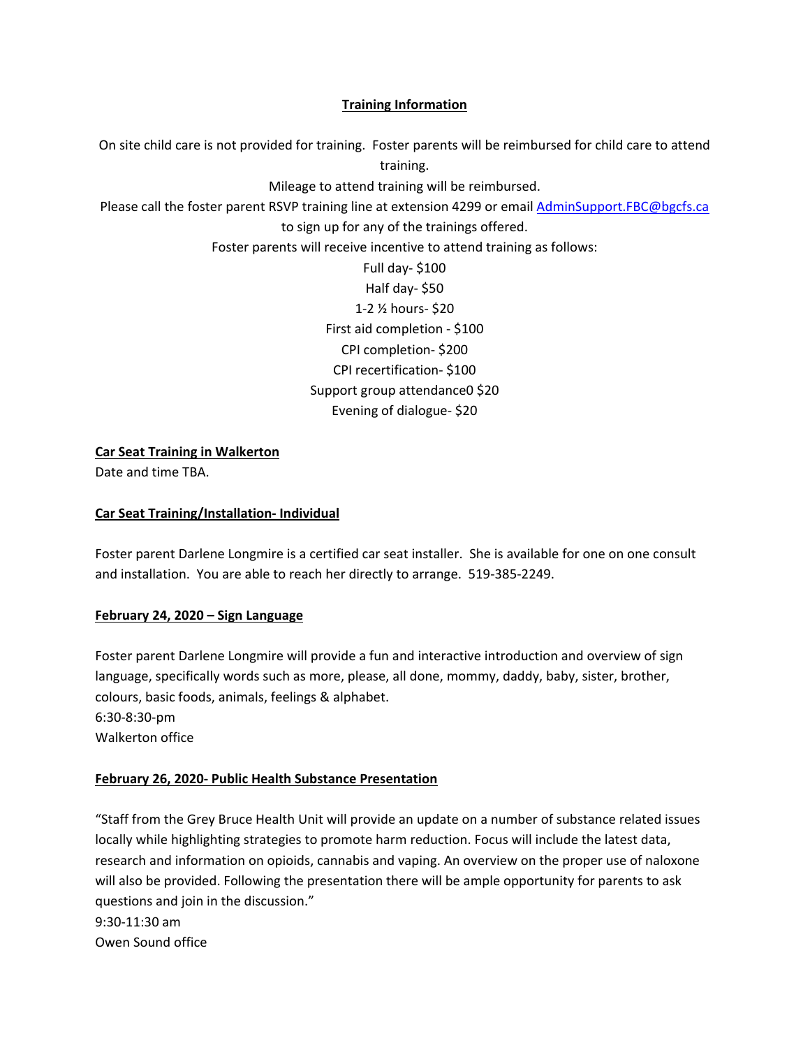## Training Information

On site child care is not provided for training. Foster parents will be reimbursed for child care to attend training.

Mileage to attend training will be reimbursed.

Please call the foster parent RSVP training line at extension 4299 or email [AdminSupport.FBC@bgcfs.ca](mailto:AdminSupport.FBC@bgcfs.ca) to sign up for any of the trainings offered.

Foster parents will receive incentive to attend training as follows:

Full day- $100
Half day- $50
1-2 ½ hours- $20
First aid completion - $100
CPI completion- $200
CPI recertification- $100
Support group attendance0 $20
Evening of dialogue- $20

### Car Seat Training in Walkerton

Date and time TBA.

### Car Seat Training/Installation- Individual

Foster parent Darlene Longmire is a certified car seat installer. She is available for one on one consult and installation. You are able to reach her directly to arrange. 519-385-2249.

### February 24, 2020 – Sign Language

Foster parent Darlene Longmire will provide a fun and interactive introduction and overview of sign language, specifically words such as more, please, all done, mommy, daddy, baby, sister, brother, colours, basic foods, animals, feelings & alphabet.
6:30-8:30-pm
Walkerton office

### February 26, 2020- Public Health Substance Presentation

"Staff from the Grey Bruce Health Unit will provide an update on a number of substance related issues locally while highlighting strategies to promote harm reduction. Focus will include the latest data, research and information on opioids, cannabis and vaping. An overview on the proper use of naloxone will also be provided. Following the presentation there will be ample opportunity for parents to ask questions and join in the discussion."
9:30-11:30 am
Owen Sound office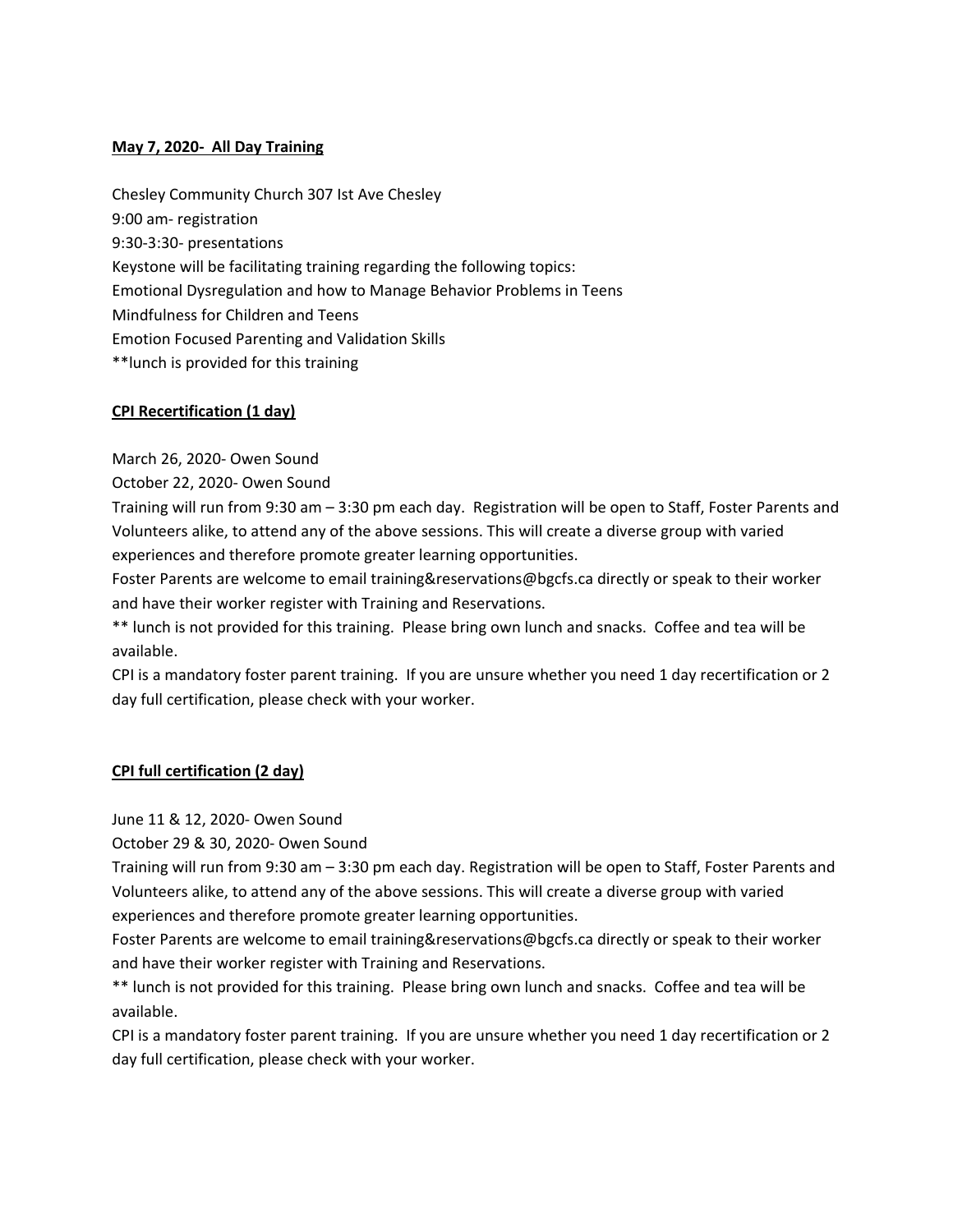**May 7, 2020- All Day Training**

Chesley Community Church 307 Ist Ave Chesley
9:00 am- registration
9:30-3:30- presentations
Keystone will be facilitating training regarding the following topics:
Emotional Dysregulation and how to Manage Behavior Problems in Teens
Mindfulness for Children and Teens
Emotion Focused Parenting and Validation Skills
**lunch is provided for this training

**CPI Recertification (1 day)**

March 26, 2020- Owen Sound
October 22, 2020- Owen Sound
Training will run from 9:30 am – 3:30 pm each day. Registration will be open to Staff, Foster Parents and Volunteers alike, to attend any of the above sessions. This will create a diverse group with varied experiences and therefore promote greater learning opportunities.
Foster Parents are welcome to email training&reservations@bgcfs.ca directly or speak to their worker and have their worker register with Training and Reservations.
** lunch is not provided for this training. Please bring own lunch and snacks. Coffee and tea will be available.
CPI is a mandatory foster parent training. If you are unsure whether you need 1 day recertification or 2 day full certification, please check with your worker.

**CPI full certification (2 day)**

June 11 & 12, 2020- Owen Sound
October 29 & 30, 2020- Owen Sound
Training will run from 9:30 am – 3:30 pm each day. Registration will be open to Staff, Foster Parents and Volunteers alike, to attend any of the above sessions. This will create a diverse group with varied experiences and therefore promote greater learning opportunities.
Foster Parents are welcome to email training&reservations@bgcfs.ca directly or speak to their worker and have their worker register with Training and Reservations.
** lunch is not provided for this training. Please bring own lunch and snacks. Coffee and tea will be available.
CPI is a mandatory foster parent training. If you are unsure whether you need 1 day recertification or 2 day full certification, please check with your worker.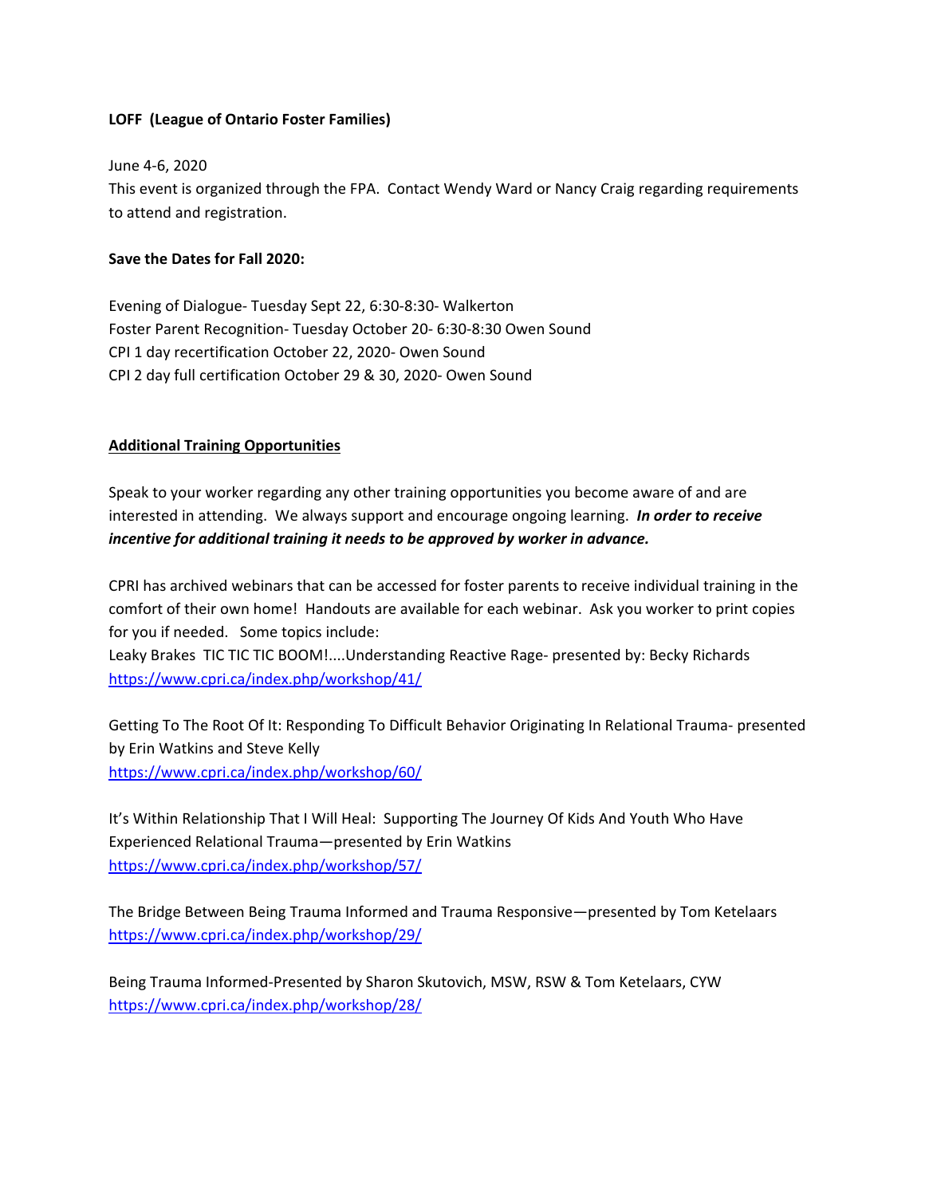**LOFF (League of Ontario Foster Families)**

June 4-6, 2020
This event is organized through the FPA. Contact Wendy Ward or Nancy Craig regarding requirements to attend and registration.

**Save the Dates for Fall 2020:**

Evening of Dialogue- Tuesday Sept 22, 6:30-8:30- Walkerton
Foster Parent Recognition- Tuesday October 20- 6:30-8:30 Owen Sound
CPI 1 day recertification October 22, 2020- Owen Sound
CPI 2 day full certification October 29 & 30, 2020- Owen Sound

**Additional Training Opportunities**

Speak to your worker regarding any other training opportunities you become aware of and are interested in attending. We always support and encourage ongoing learning. ***In order to receive incentive for additional training it needs to be approved by worker in advance.***

CPRI has archived webinars that can be accessed for foster parents to receive individual training in the comfort of their own home! Handouts are available for each webinar. Ask you worker to print copies for you if needed. Some topics include:
Leaky Brakes TIC TIC TIC BOOM!....Understanding Reactive Rage- presented by: Becky Richards
https://www.cpri.ca/index.php/workshop/41/

Getting To The Root Of It: Responding To Difficult Behavior Originating In Relational Trauma- presented by Erin Watkins and Steve Kelly
https://www.cpri.ca/index.php/workshop/60/

It's Within Relationship That I Will Heal: Supporting The Journey Of Kids And Youth Who Have Experienced Relational Trauma—presented by Erin Watkins
https://www.cpri.ca/index.php/workshop/57/

The Bridge Between Being Trauma Informed and Trauma Responsive—presented by Tom Ketelaars
https://www.cpri.ca/index.php/workshop/29/

Being Trauma Informed-Presented by Sharon Skutovich, MSW, RSW & Tom Ketelaars, CYW
https://www.cpri.ca/index.php/workshop/28/